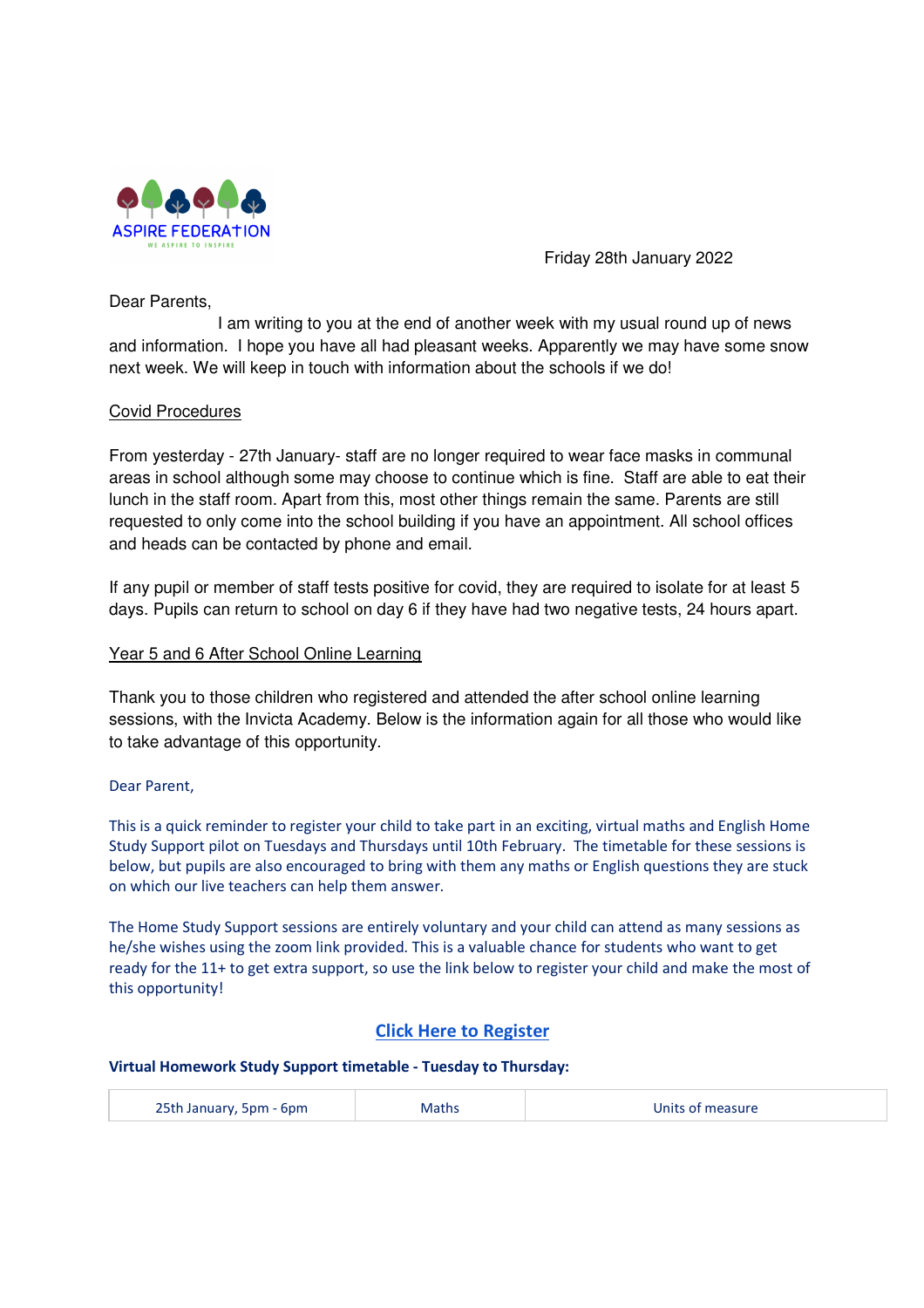ASPIRE FEDERATION

WE ASPIRE TO INSPIRE

Friday 28th January 2022

Dear Parents,

I am writing to you at the end of another week with my usual round up of news and information. I hope you have all had pleasant weeks. Apparently we may have some snow next week. We will keep in touch with information about the schools if we do!

## Covid Procedures

From yesterday - 27th January- staff are no longer required to wear face masks in communal areas in school although some may choose to continue which is fine. Staff are able to eat their lunch in the staff room. Apart from this, most other things remain the same. Parents are still requested to only come into the school building if you have an appointment. All school offices and heads can be contacted by phone and email.

If any pupil or member of staff tests positive for covid, they are required to isolate for at least 5 days. Pupils can return to school on day 6 if they have had two negative tests, 24 hours apart.

## Year 5 and 6 After School Online Learning

Thank you to those children who registered and attended the after school online learning sessions, with the Invicta Academy. Below is the information again for all those who would like to take advantage of this opportunity.

Dear Parent,

This is a quick reminder to register your child to take part in an exciting, virtual maths and English Home Study Support pilot on Tuesdays and Thursdays until 10th February. The timetable for these sessions is below, but pupils are also encouraged to bring with them any maths or English questions they are stuck on which our live teachers can help them answer.

The Home Study Support sessions are entirely voluntary and your child can attend as many sessions as he/she wishes using the zoom link provided. This is a valuable chance for students who want to get ready for the 11+ to get extra support, so use the link below to register your child and make the most of this opportunity!

**Click Here to Register**

**Virtual Homework Study Support timetable - Tuesday to Thursday:**

| 25th January, 5pm - 6pm | Maths | Units of measure |
|---|---|---|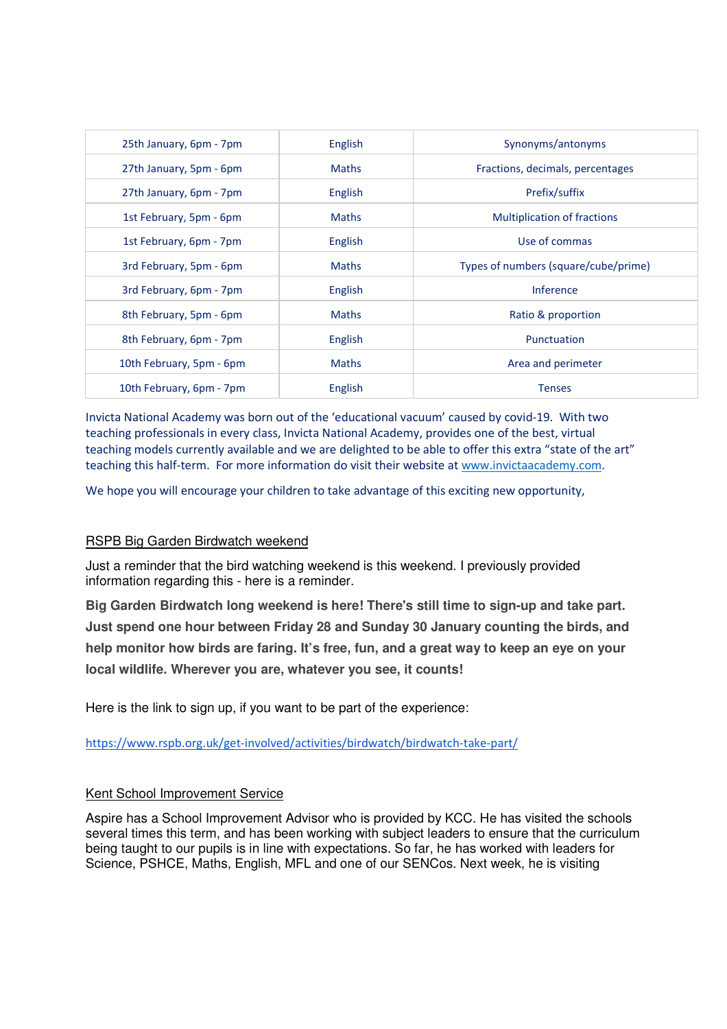| 25th January, 6pm - 7pm | English | Synonyms/antonyms |
|---|---|---|
| 27th January, 5pm - 6pm | Maths | Fractions, decimals, percentages |
| 27th January, 6pm - 7pm | English | Prefix/suffix |
| 1st February, 5pm - 6pm | Maths | Multiplication of fractions |
| 1st February, 6pm - 7pm | English | Use of commas |
| 3rd February, 5pm - 6pm | Maths | Types of numbers (square/cube/prime) |
| 3rd February, 6pm - 7pm | English | Inference |
| 8th February, 5pm - 6pm | Maths | Ratio & proportion |
| 8th February, 6pm - 7pm | English | Punctuation |
| 10th February, 5pm - 6pm | Maths | Area and perimeter |
| 10th February, 6pm - 7pm | English | Tenses |

Invicta National Academy was born out of the 'educational vacuum' caused by covid-19. With two teaching professionals in every class, Invicta National Academy, provides one of the best, virtual teaching models currently available and we are delighted to be able to offer this extra "state of the art" teaching this half-term. For more information do visit their website at www.invictaacademy.com.

We hope you will encourage your children to take advantage of this exciting new opportunity,

RSPB Big Garden Birdwatch weekend

Just a reminder that the bird watching weekend is this weekend. I previously provided information regarding this - here is a reminder.

**Big Garden Birdwatch long weekend is here! There's still time to sign-up and take part. Just spend one hour between Friday 28 and Sunday 30 January counting the birds, and help monitor how birds are faring. It's free, fun, and a great way to keep an eye on your local wildlife. Wherever you are, whatever you see, it counts!**

Here is the link to sign up, if you want to be part of the experience:

https://www.rspb.org.uk/get-involved/activities/birdwatch/birdwatch-take-part/

Kent School Improvement Service

Aspire has a School Improvement Advisor who is provided by KCC. He has visited the schools several times this term, and has been working with subject leaders to ensure that the curriculum being taught to our pupils is in line with expectations. So far, he has worked with leaders for Science, PSHCE, Maths, English, MFL and one of our SENCos. Next week, he is visiting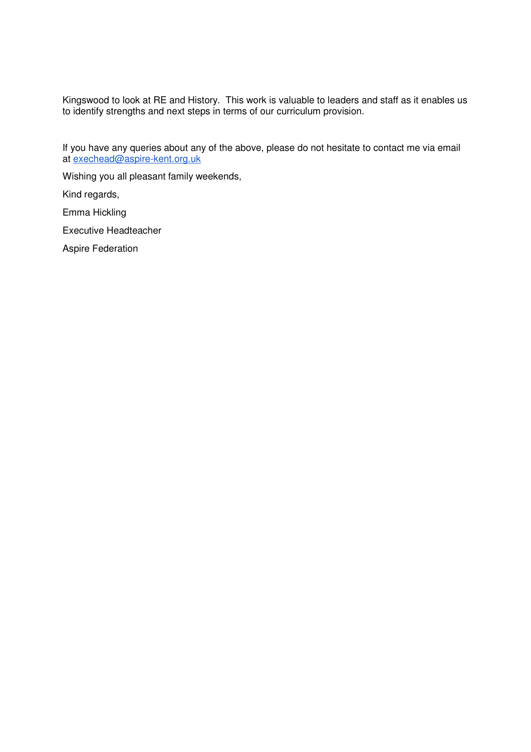Kingswood to look at RE and History.  This work is valuable to leaders and staff as it enables us to identify strengths and next steps in terms of our curriculum provision.

If you have any queries about any of the above, please do not hesitate to contact me via email at [exechead@aspire-kent.org.uk](mailto:exechead@aspire-kent.org.uk)

Wishing you all pleasant family weekends,

Kind regards,

Emma Hickling

Executive Headteacher

Aspire Federation